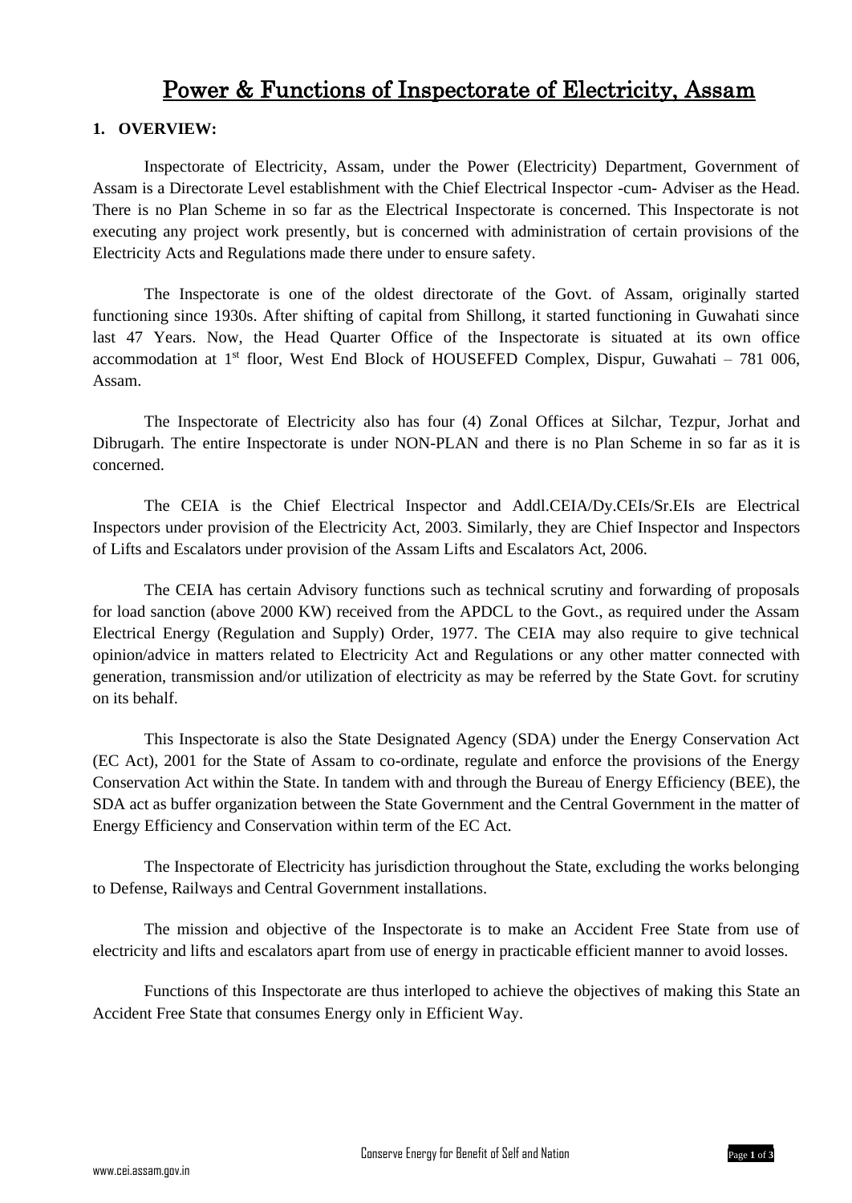# Power & Functions of Inspectorate of Electricity, Assam

## 1. OVERVIEW:

Inspectorate of Electricity, Assam, under the Power (Electricity) Department, Government of Assam is a Directorate Level establishment with the Chief Electrical Inspector -cum- Adviser as the Head. There is no Plan Scheme in so far as the Electrical Inspectorate is concerned. This Inspectorate is not executing any project work presently, but is concerned with administration of certain provisions of the Electricity Acts and Regulations made there under to ensure safety.

The Inspectorate is one of the oldest directorate of the Govt. of Assam, originally started functioning since 1930s. After shifting of capital from Shillong, it started functioning in Guwahati since last 47 Years. Now, the Head Quarter Office of the Inspectorate is situated at its own office accommodation at 1st floor, West End Block of HOUSEFED Complex, Dispur, Guwahati – 781 006, Assam.

The Inspectorate of Electricity also has four (4) Zonal Offices at Silchar, Tezpur, Jorhat and Dibrugarh. The entire Inspectorate is under NON-PLAN and there is no Plan Scheme in so far as it is concerned.

The CEIA is the Chief Electrical Inspector and Addl.CEIA/Dy.CEIs/Sr.EIs are Electrical Inspectors under provision of the Electricity Act, 2003. Similarly, they are Chief Inspector and Inspectors of Lifts and Escalators under provision of the Assam Lifts and Escalators Act, 2006.

The CEIA has certain Advisory functions such as technical scrutiny and forwarding of proposals for load sanction (above 2000 KW) received from the APDCL to the Govt., as required under the Assam Electrical Energy (Regulation and Supply) Order, 1977. The CEIA may also require to give technical opinion/advice in matters related to Electricity Act and Regulations or any other matter connected with generation, transmission and/or utilization of electricity as may be referred by the State Govt. for scrutiny on its behalf.

This Inspectorate is also the State Designated Agency (SDA) under the Energy Conservation Act (EC Act), 2001 for the State of Assam to co-ordinate, regulate and enforce the provisions of the Energy Conservation Act within the State. In tandem with and through the Bureau of Energy Efficiency (BEE), the SDA act as buffer organization between the State Government and the Central Government in the matter of Energy Efficiency and Conservation within term of the EC Act.

The Inspectorate of Electricity has jurisdiction throughout the State, excluding the works belonging to Defense, Railways and Central Government installations.

The mission and objective of the Inspectorate is to make an Accident Free State from use of electricity and lifts and escalators apart from use of energy in practicable efficient manner to avoid losses.

Functions of this Inspectorate are thus interloped to achieve the objectives of making this State an Accident Free State that consumes Energy only in Efficient Way.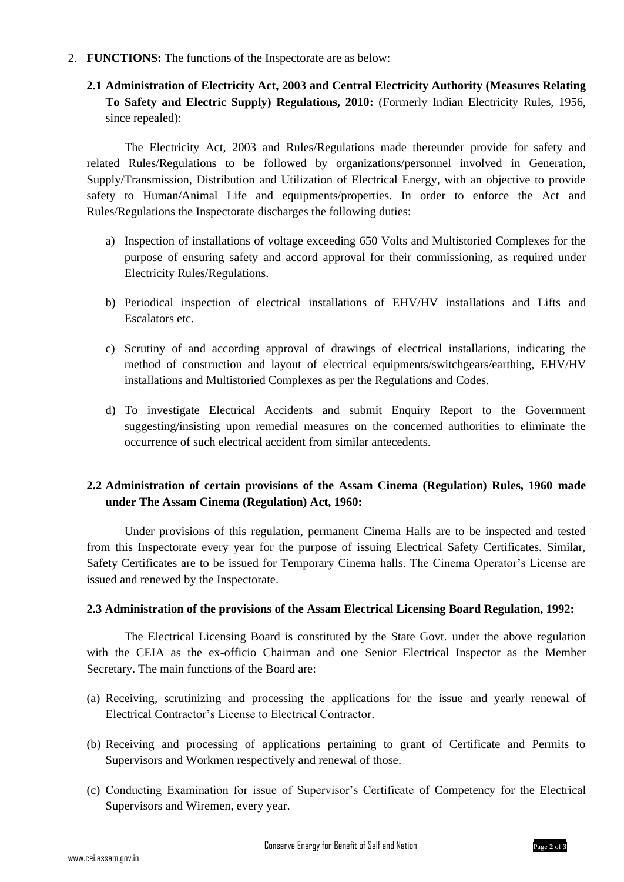2. **FUNCTIONS:** The functions of the Inspectorate are as below:

**2.1 Administration of Electricity Act, 2003 and Central Electricity Authority (Measures Relating To Safety and Electric Supply) Regulations, 2010:** (Formerly Indian Electricity Rules, 1956, since repealed):

The Electricity Act, 2003 and Rules/Regulations made thereunder provide for safety and related Rules/Regulations to be followed by organizations/personnel involved in Generation, Supply/Transmission, Distribution and Utilization of Electrical Energy, with an objective to provide safety to Human/Animal Life and equipments/properties. In order to enforce the Act and Rules/Regulations the Inspectorate discharges the following duties:

a) Inspection of installations of voltage exceeding 650 Volts and Multistoried Complexes for the purpose of ensuring safety and accord approval for their commissioning, as required under Electricity Rules/Regulations.

b) Periodical inspection of electrical installations of EHV/HV installations and Lifts and Escalators etc.

c) Scrutiny of and according approval of drawings of electrical installations, indicating the method of construction and layout of electrical equipments/switchgears/earthing, EHV/HV installations and Multistoried Complexes as per the Regulations and Codes.

d) To investigate Electrical Accidents and submit Enquiry Report to the Government suggesting/insisting upon remedial measures on the concerned authorities to eliminate the occurrence of such electrical accident from similar antecedents.

**2.2 Administration of certain provisions of the Assam Cinema (Regulation) Rules, 1960 made under The Assam Cinema (Regulation) Act, 1960:**

Under provisions of this regulation, permanent Cinema Halls are to be inspected and tested from this Inspectorate every year for the purpose of issuing Electrical Safety Certificates. Similar, Safety Certificates are to be issued for Temporary Cinema halls. The Cinema Operator's License are issued and renewed by the Inspectorate.

**2.3 Administration of the provisions of the Assam Electrical Licensing Board Regulation, 1992:**

The Electrical Licensing Board is constituted by the State Govt. under the above regulation with the CEIA as the ex-officio Chairman and one Senior Electrical Inspector as the Member Secretary. The main functions of the Board are:

(a) Receiving, scrutinizing and processing the applications for the issue and yearly renewal of Electrical Contractor's License to Electrical Contractor.

(b) Receiving and processing of applications pertaining to grant of Certificate and Permits to Supervisors and Workmen respectively and renewal of those.

(c) Conducting Examination for issue of Supervisor's Certificate of Competency for the Electrical Supervisors and Wiremen, every year.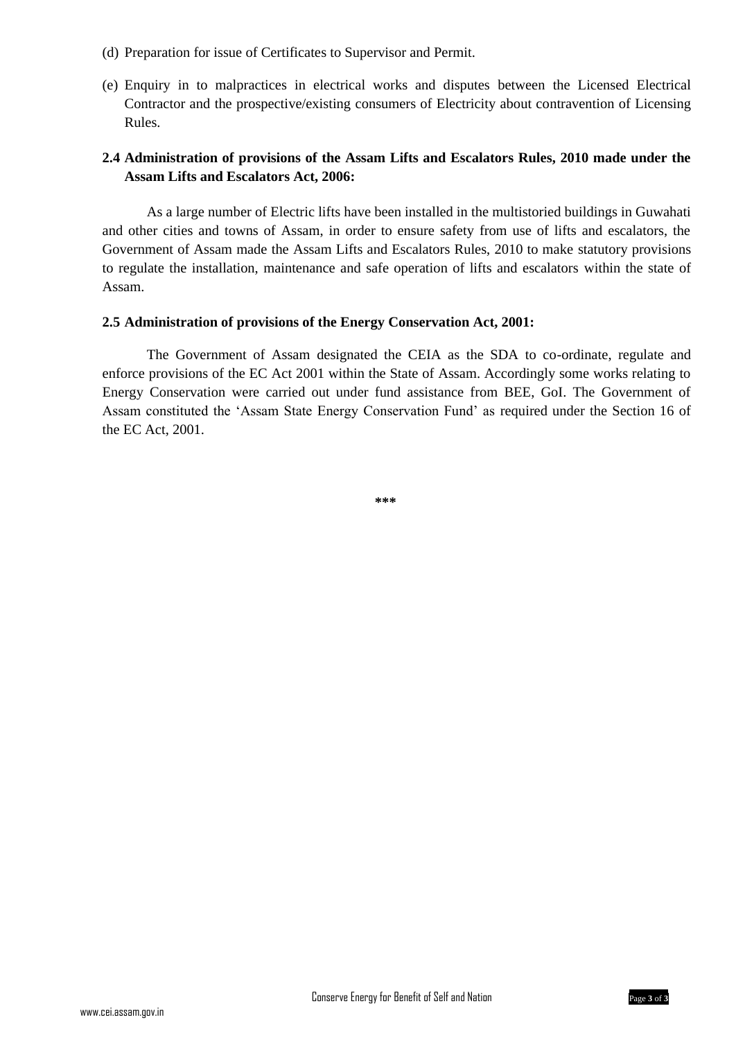(d) Preparation for issue of Certificates to Supervisor and Permit.

(e) Enquiry in to malpractices in electrical works and disputes between the Licensed Electrical Contractor and the prospective/existing consumers of Electricity about contravention of Licensing Rules.

**2.4 Administration of provisions of the Assam Lifts and Escalators Rules, 2010 made under the Assam Lifts and Escalators Act, 2006:**

As a large number of Electric lifts have been installed in the multistoried buildings in Guwahati and other cities and towns of Assam, in order to ensure safety from use of lifts and escalators, the Government of Assam made the Assam Lifts and Escalators Rules, 2010 to make statutory provisions to regulate the installation, maintenance and safe operation of lifts and escalators within the state of Assam.

**2.5 Administration of provisions of the Energy Conservation Act, 2001:**

The Government of Assam designated the CEIA as the SDA to co-ordinate, regulate and enforce provisions of the EC Act 2001 within the State of Assam. Accordingly some works relating to Energy Conservation were carried out under fund assistance from BEE, GoI. The Government of Assam constituted the 'Assam State Energy Conservation Fund' as required under the Section 16 of the EC Act, 2001.

***